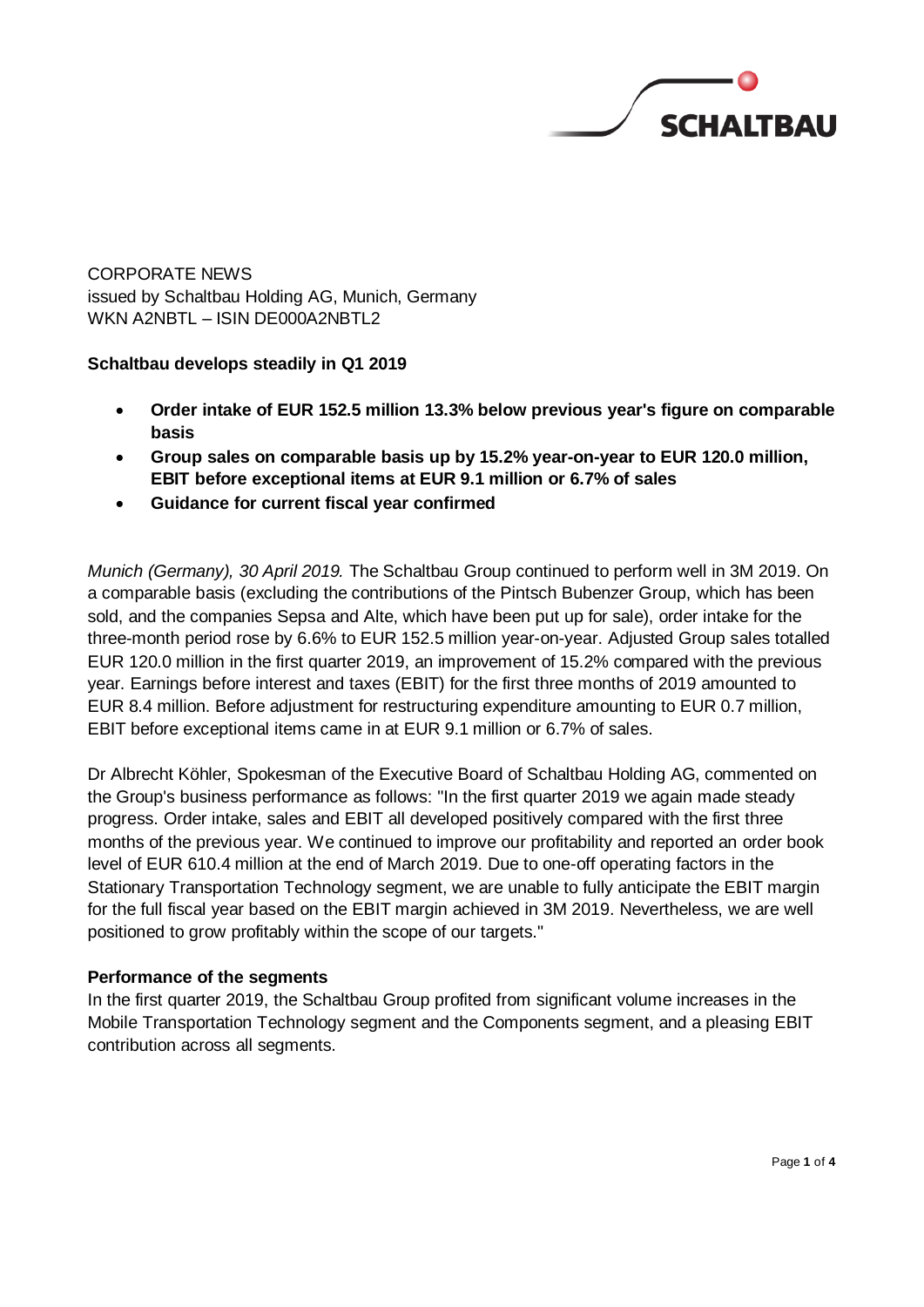CORPORATE NEWS
issued by Schaltbau Holding AG, Munich, Germany
WKN A2NBTL – ISIN DE000A2NBTL2

**Schaltbau develops steadily in Q1 2019**

- **Order intake of EUR 152.5 million 13.3% below previous year's figure on comparable basis**
- **Group sales on comparable basis up by 15.2% year-on-year to EUR 120.0 million, EBIT before exceptional items at EUR 9.1 million or 6.7% of sales**
- **Guidance for current fiscal year confirmed**

*Munich (Germany), 30 April 2019.* The Schaltbau Group continued to perform well in 3M 2019. On a comparable basis (excluding the contributions of the Pintsch Bubenzer Group, which has been sold, and the companies Sepsa and Alte, which have been put up for sale), order intake for the three-month period rose by 6.6% to EUR 152.5 million year-on-year. Adjusted Group sales totalled EUR 120.0 million in the first quarter 2019, an improvement of 15.2% compared with the previous year. Earnings before interest and taxes (EBIT) for the first three months of 2019 amounted to EUR 8.4 million. Before adjustment for restructuring expenditure amounting to EUR 0.7 million, EBIT before exceptional items came in at EUR 9.1 million or 6.7% of sales.

Dr Albrecht Köhler, Spokesman of the Executive Board of Schaltbau Holding AG, commented on the Group's business performance as follows: "In the first quarter 2019 we again made steady progress. Order intake, sales and EBIT all developed positively compared with the first three months of the previous year. We continued to improve our profitability and reported an order book level of EUR 610.4 million at the end of March 2019. Due to one-off operating factors in the Stationary Transportation Technology segment, we are unable to fully anticipate the EBIT margin for the full fiscal year based on the EBIT margin achieved in 3M 2019. Nevertheless, we are well positioned to grow profitably within the scope of our targets."

**Performance of the segments**

In the first quarter 2019, the Schaltbau Group profited from significant volume increases in the Mobile Transportation Technology segment and the Components segment, and a pleasing EBIT contribution across all segments.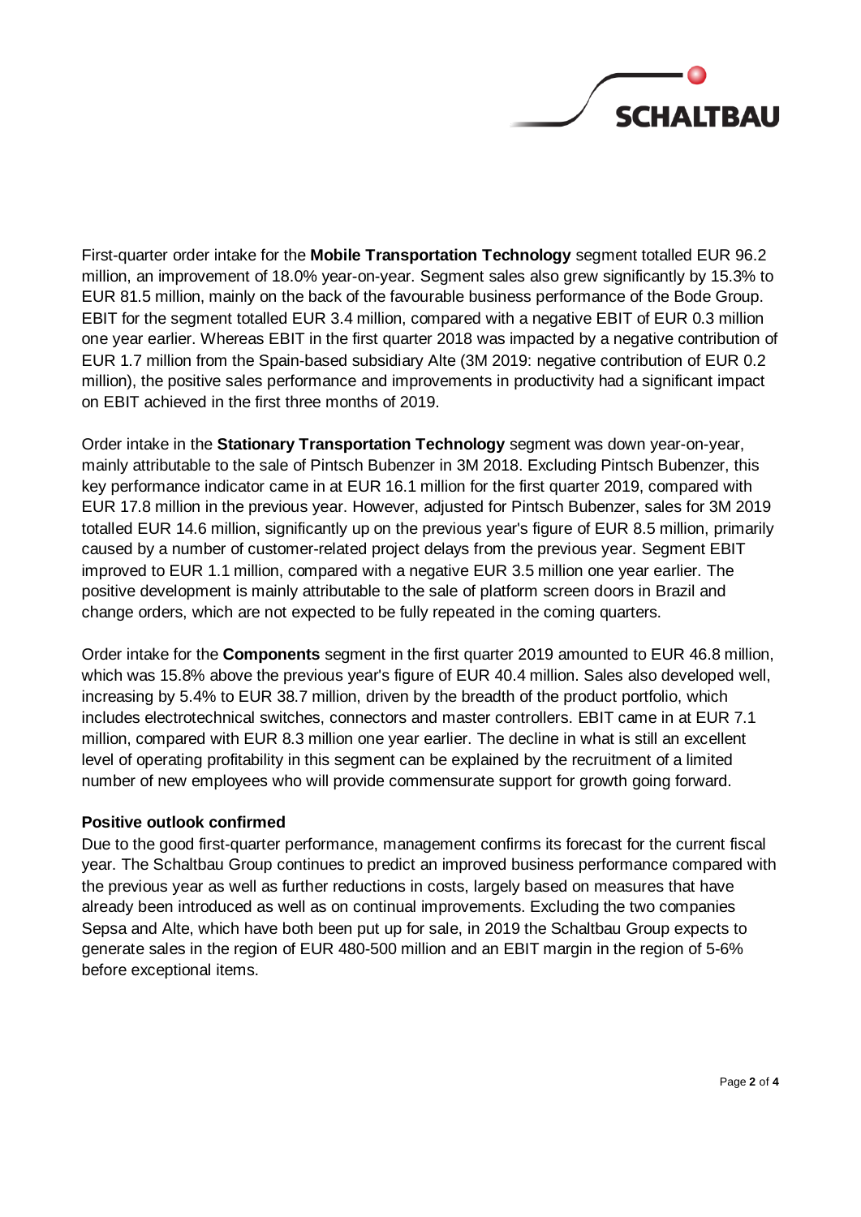First-quarter order intake for the **Mobile Transportation Technology** segment totalled EUR 96.2 million, an improvement of 18.0% year-on-year. Segment sales also grew significantly by 15.3% to EUR 81.5 million, mainly on the back of the favourable business performance of the Bode Group. EBIT for the segment totalled EUR 3.4 million, compared with a negative EBIT of EUR 0.3 million one year earlier. Whereas EBIT in the first quarter 2018 was impacted by a negative contribution of EUR 1.7 million from the Spain-based subsidiary Alte (3M 2019: negative contribution of EUR 0.2 million), the positive sales performance and improvements in productivity had a significant impact on EBIT achieved in the first three months of 2019.

Order intake in the **Stationary Transportation Technology** segment was down year-on-year, mainly attributable to the sale of Pintsch Bubenzer in 3M 2018. Excluding Pintsch Bubenzer, this key performance indicator came in at EUR 16.1 million for the first quarter 2019, compared with EUR 17.8 million in the previous year. However, adjusted for Pintsch Bubenzer, sales for 3M 2019 totalled EUR 14.6 million, significantly up on the previous year's figure of EUR 8.5 million, primarily caused by a number of customer-related project delays from the previous year. Segment EBIT improved to EUR 1.1 million, compared with a negative EUR 3.5 million one year earlier. The positive development is mainly attributable to the sale of platform screen doors in Brazil and change orders, which are not expected to be fully repeated in the coming quarters.

Order intake for the **Components** segment in the first quarter 2019 amounted to EUR 46.8 million, which was 15.8% above the previous year's figure of EUR 40.4 million. Sales also developed well, increasing by 5.4% to EUR 38.7 million, driven by the breadth of the product portfolio, which includes electrotechnical switches, connectors and master controllers. EBIT came in at EUR 7.1 million, compared with EUR 8.3 million one year earlier. The decline in what is still an excellent level of operating profitability in this segment can be explained by the recruitment of a limited number of new employees who will provide commensurate support for growth going forward.

**Positive outlook confirmed**

Due to the good first-quarter performance, management confirms its forecast for the current fiscal year. The Schaltbau Group continues to predict an improved business performance compared with the previous year as well as further reductions in costs, largely based on measures that have already been introduced as well as on continual improvements. Excluding the two companies Sepsa and Alte, which have both been put up for sale, in 2019 the Schaltbau Group expects to generate sales in the region of EUR 480-500 million and an EBIT margin in the region of 5-6% before exceptional items.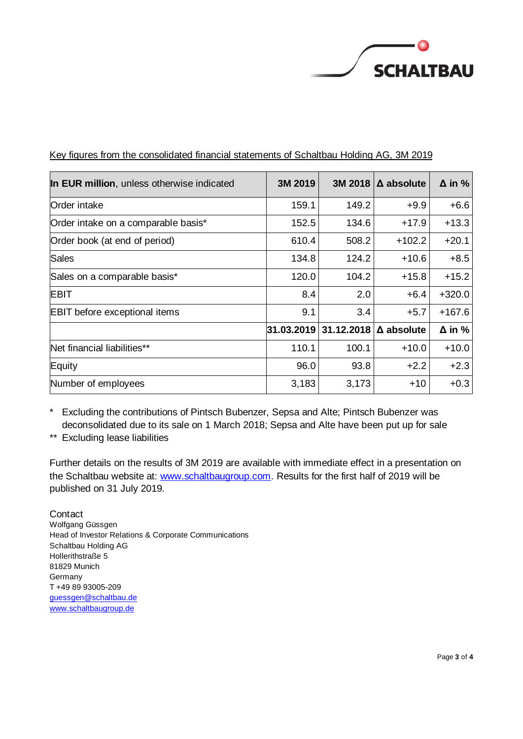Key figures from the consolidated financial statements of Schaltbau Holding AG, 3M 2019

| **In EUR million**, unless otherwise indicated | **3M 2019** | **3M 2018** | **Δ absolute** | **Δ in %** |
|---|---|---|---|---|
| Order intake | 159.1 | 149.2 | +9.9 | +6.6 |
| Order intake on a comparable basis* | 152.5 | 134.6 | +17.9 | +13.3 |
| Order book (at end of period) | 610.4 | 508.2 | +102.2 | +20.1 |
| Sales | 134.8 | 124.2 | +10.6 | +8.5 |
| Sales on a comparable basis* | 120.0 | 104.2 | +15.8 | +15.2 |
| EBIT | 8.4 | 2.0 | +6.4 | +320.0 |
| EBIT before exceptional items | 9.1 | 3.4 | +5.7 | +167.6 |
| | **31.03.2019** | **31.12.2018** | **Δ absolute** | **Δ in %** |
| Net financial liabilities** | 110.1 | 100.1 | +10.0 | +10.0 |
| Equity | 96.0 | 93.8 | +2.2 | +2.3 |
| Number of employees | 3,183 | 3,173 | +10 | +0.3 |

\* Excluding the contributions of Pintsch Bubenzer, Sepsa and Alte; Pintsch Bubenzer was deconsolidated due to its sale on 1 March 2018; Sepsa and Alte have been put up for sale

** Excluding lease liabilities

Further details on the results of 3M 2019 are available with immediate effect in a presentation on the Schaltbau website at: www.schaltbaugroup.com. Results for the first half of 2019 will be published on 31 July 2019.

Contact
Wolfgang Güssgen
Head of Investor Relations & Corporate Communications
Schaltbau Holding AG
Hollerithstraße 5
81829 Munich
Germany
T +49 89 93005-209
guessgen@schaltbau.de
www.schaltbaugroup.de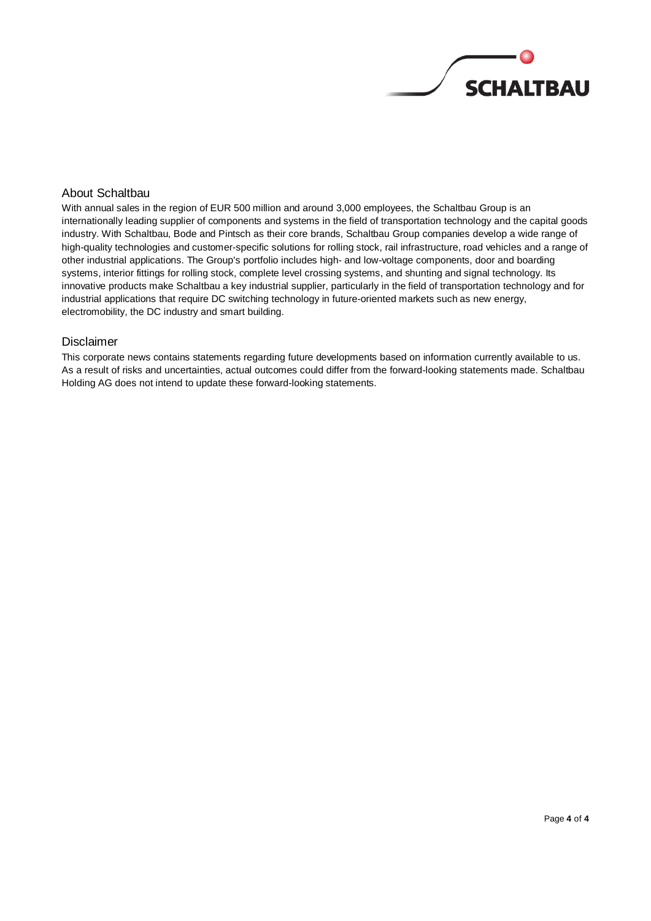## About Schaltbau

With annual sales in the region of EUR 500 million and around 3,000 employees, the Schaltbau Group is an internationally leading supplier of components and systems in the field of transportation technology and the capital goods industry. With Schaltbau, Bode and Pintsch as their core brands, Schaltbau Group companies develop a wide range of high-quality technologies and customer-specific solutions for rolling stock, rail infrastructure, road vehicles and a range of other industrial applications. The Group's portfolio includes high- and low-voltage components, door and boarding systems, interior fittings for rolling stock, complete level crossing systems, and shunting and signal technology. Its innovative products make Schaltbau a key industrial supplier, particularly in the field of transportation technology and for industrial applications that require DC switching technology in future-oriented markets such as new energy, electromobility, the DC industry and smart building.

## Disclaimer

This corporate news contains statements regarding future developments based on information currently available to us. As a result of risks and uncertainties, actual outcomes could differ from the forward-looking statements made. Schaltbau Holding AG does not intend to update these forward-looking statements.